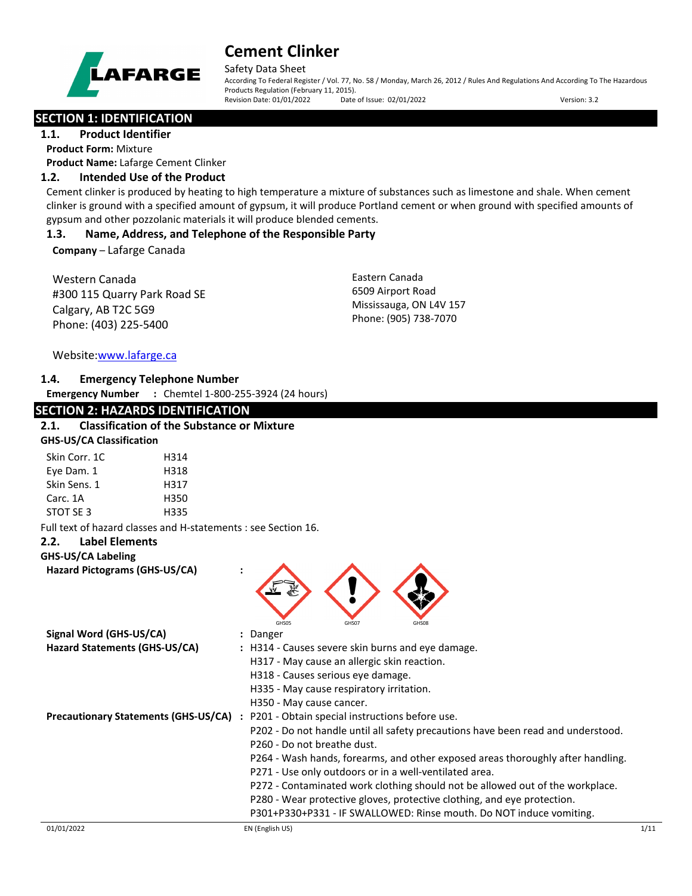# Cement Clinker

Safety Data Sheet

According To Federal Register / Vol. 77, No. 58 / Monday, March 26, 2012 / Rules And Regulations And According To The Hazardous Products Regulation (February 11, 2015).

Revision Date: 01/01/2022 Date of Issue: 02/01/2022 Version: 3.2

## SECTION 1: IDENTIFICATION

### 1.1. Product Identifier

**Product Form:** Mixture

**Product Name:** Lafarge Cement Clinker

### 1.2. Intended Use of the Product

Cement clinker is produced by heating to high temperature a mixture of substances such as limestone and shale. When cement clinker is ground with a specified amount of gypsum, it will produce Portland cement or when ground with specified amounts of gypsum and other pozzolanic materials it will produce blended cements.

### 1.3. Name, Address, and Telephone of the Responsible Party

**Company** – Lafarge Canada

Western Canada
#300 115 Quarry Park Road SE
Calgary, AB T2C 5G9
Phone: (403) 225-5400

Eastern Canada
6509 Airport Road
Mississauga, ON L4V 157
Phone: (905) 738-7070

Website: www.lafarge.ca

### 1.4. Emergency Telephone Number

**Emergency Number** : Chemtel 1-800-255-3924 (24 hours)

## SECTION 2: HAZARDS IDENTIFICATION

### 2.1. Classification of the Substance or Mixture

**GHS-US/CA Classification**

| | |
|---|---|
| Skin Corr. 1C | H314 |
| Eye Dam. 1 | H318 |
| Skin Sens. 1 | H317 |
| Carc. 1A | H350 |
| STOT SE 3 | H335 |

Full text of hazard classes and H-statements : see Section 16.

### 2.2. Label Elements

**GHS-US/CA Labeling**

**Hazard Pictograms (GHS-US/CA)** :

GHS05 GHS07 GHS08

**Signal Word (GHS-US/CA)** : Danger

**Hazard Statements (GHS-US/CA)** :
H314 - Causes severe skin burns and eye damage.
H317 - May cause an allergic skin reaction.
H318 - Causes serious eye damage.
H335 - May cause respiratory irritation.
H350 - May cause cancer.

**Precautionary Statements (GHS-US/CA)** :
P201 - Obtain special instructions before use.
P202 - Do not handle until all safety precautions have been read and understood.
P260 - Do not breathe dust.
P264 - Wash hands, forearms, and other exposed areas thoroughly after handling.
P271 - Use only outdoors or in a well-ventilated area.
P272 - Contaminated work clothing should not be allowed out of the workplace.
P280 - Wear protective gloves, protective clothing, and eye protection.
P301+P330+P331 - IF SWALLOWED: Rinse mouth. Do NOT induce vomiting.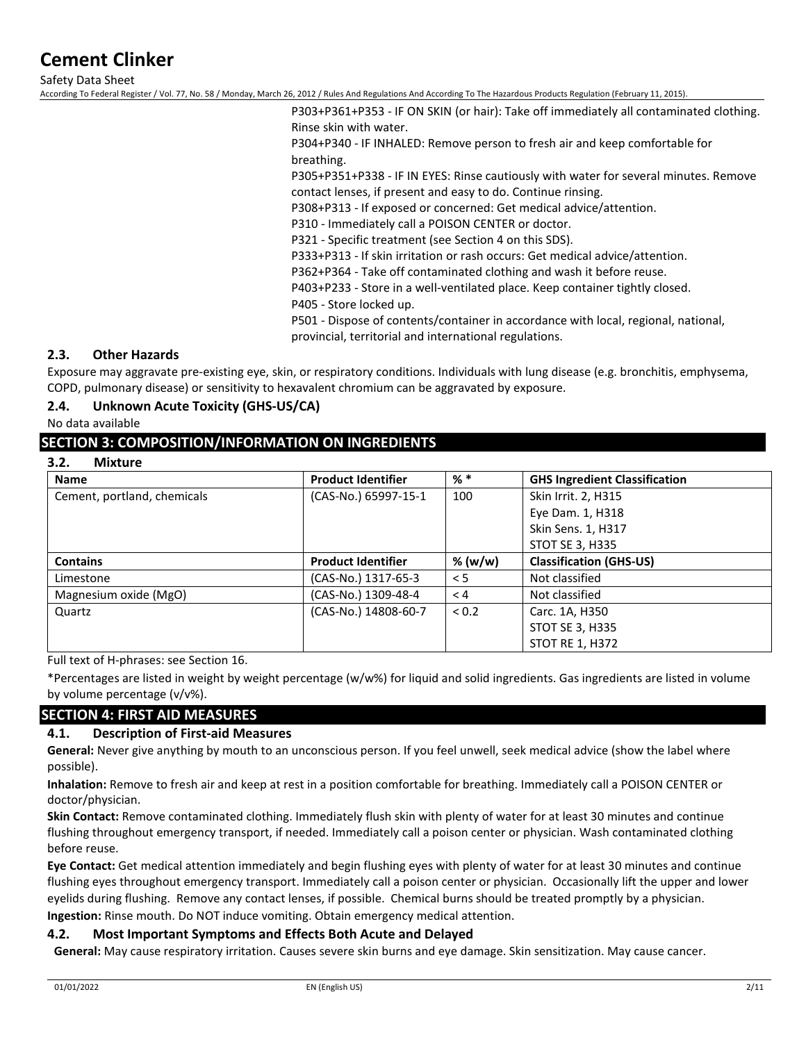P303+P361+P353 - IF ON SKIN (or hair): Take off immediately all contaminated clothing. Rinse skin with water.
P304+P340 - IF INHALED: Remove person to fresh air and keep comfortable for breathing.
P305+P351+P338 - IF IN EYES: Rinse cautiously with water for several minutes. Remove contact lenses, if present and easy to do. Continue rinsing.
P308+P313 - If exposed or concerned: Get medical advice/attention.
P310 - Immediately call a POISON CENTER or doctor.
P321 - Specific treatment (see Section 4 on this SDS).
P333+P313 - If skin irritation or rash occurs: Get medical advice/attention.
P362+P364 - Take off contaminated clothing and wash it before reuse.
P403+P233 - Store in a well-ventilated place. Keep container tightly closed.
P405 - Store locked up.
P501 - Dispose of contents/container in accordance with local, regional, national, provincial, territorial and international regulations.

### 2.3. Other Hazards

Exposure may aggravate pre-existing eye, skin, or respiratory conditions. Individuals with lung disease (e.g. bronchitis, emphysema, COPD, pulmonary disease) or sensitivity to hexavalent chromium can be aggravated by exposure.

### 2.4. Unknown Acute Toxicity (GHS-US/CA)

No data available

## SECTION 3: COMPOSITION/INFORMATION ON INGREDIENTS

### 3.2. Mixture

| Name | Product Identifier | % * | GHS Ingredient Classification |
|---|---|---|---|
| Cement, portland, chemicals | (CAS-No.) 65997-15-1 | 100 | Skin Irrit. 2, H315<br>Eye Dam. 1, H318<br>Skin Sens. 1, H317<br>STOT SE 3, H335 |
| **Contains** | **Product Identifier** | **% (w/w)** | **Classification (GHS-US)** |
| Limestone | (CAS-No.) 1317-65-3 | < 5 | Not classified |
| Magnesium oxide (MgO) | (CAS-No.) 1309-48-4 | < 4 | Not classified |
| Quartz | (CAS-No.) 14808-60-7 | < 0.2 | Carc. 1A, H350<br>STOT SE 3, H335<br>STOT RE 1, H372 |

Full text of H-phrases: see Section 16.

*Percentages are listed in weight by weight percentage (w/w%) for liquid and solid ingredients. Gas ingredients are listed in volume by volume percentage (v/v%).

## SECTION 4: FIRST AID MEASURES

### 4.1. Description of First-aid Measures

**General:** Never give anything by mouth to an unconscious person. If you feel unwell, seek medical advice (show the label where possible).

**Inhalation:** Remove to fresh air and keep at rest in a position comfortable for breathing. Immediately call a POISON CENTER or doctor/physician.

**Skin Contact:** Remove contaminated clothing. Immediately flush skin with plenty of water for at least 30 minutes and continue flushing throughout emergency transport, if needed. Immediately call a poison center or physician. Wash contaminated clothing before reuse.

**Eye Contact:** Get medical attention immediately and begin flushing eyes with plenty of water for at least 30 minutes and continue flushing eyes throughout emergency transport. Immediately call a poison center or physician. Occasionally lift the upper and lower eyelids during flushing. Remove any contact lenses, if possible. Chemical burns should be treated promptly by a physician.

**Ingestion:** Rinse mouth. Do NOT induce vomiting. Obtain emergency medical attention.

### 4.2. Most Important Symptoms and Effects Both Acute and Delayed

**General:** May cause respiratory irritation. Causes severe skin burns and eye damage. Skin sensitization. May cause cancer.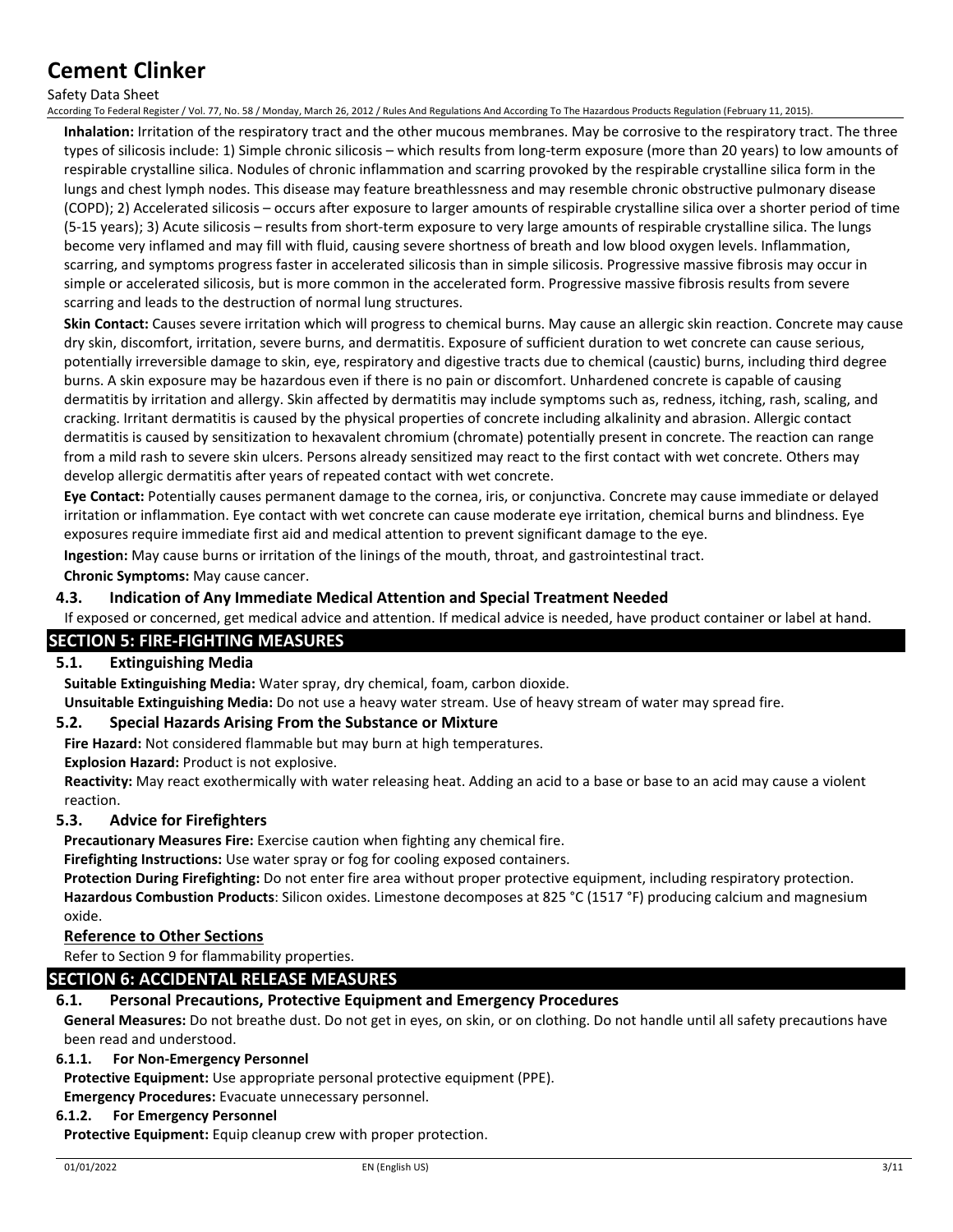**Inhalation:** Irritation of the respiratory tract and the other mucous membranes. May be corrosive to the respiratory tract. The three types of silicosis include: 1) Simple chronic silicosis – which results from long-term exposure (more than 20 years) to low amounts of respirable crystalline silica. Nodules of chronic inflammation and scarring provoked by the respirable crystalline silica form in the lungs and chest lymph nodes. This disease may feature breathlessness and may resemble chronic obstructive pulmonary disease (COPD); 2) Accelerated silicosis – occurs after exposure to larger amounts of respirable crystalline silica over a shorter period of time (5-15 years); 3) Acute silicosis – results from short-term exposure to very large amounts of respirable crystalline silica. The lungs become very inflamed and may fill with fluid, causing severe shortness of breath and low blood oxygen levels. Inflammation, scarring, and symptoms progress faster in accelerated silicosis than in simple silicosis. Progressive massive fibrosis may occur in simple or accelerated silicosis, but is more common in the accelerated form. Progressive massive fibrosis results from severe scarring and leads to the destruction of normal lung structures.

**Skin Contact:** Causes severe irritation which will progress to chemical burns. May cause an allergic skin reaction. Concrete may cause dry skin, discomfort, irritation, severe burns, and dermatitis. Exposure of sufficient duration to wet concrete can cause serious, potentially irreversible damage to skin, eye, respiratory and digestive tracts due to chemical (caustic) burns, including third degree burns. A skin exposure may be hazardous even if there is no pain or discomfort. Unhardened concrete is capable of causing dermatitis by irritation and allergy. Skin affected by dermatitis may include symptoms such as, redness, itching, rash, scaling, and cracking. Irritant dermatitis is caused by the physical properties of concrete including alkalinity and abrasion. Allergic contact dermatitis is caused by sensitization to hexavalent chromium (chromate) potentially present in concrete. The reaction can range from a mild rash to severe skin ulcers. Persons already sensitized may react to the first contact with wet concrete. Others may develop allergic dermatitis after years of repeated contact with wet concrete.

**Eye Contact:** Potentially causes permanent damage to the cornea, iris, or conjunctiva. Concrete may cause immediate or delayed irritation or inflammation. Eye contact with wet concrete can cause moderate eye irritation, chemical burns and blindness. Eye exposures require immediate first aid and medical attention to prevent significant damage to the eye.

**Ingestion:** May cause burns or irritation of the linings of the mouth, throat, and gastrointestinal tract.

**Chronic Symptoms:** May cause cancer.

### 4.3. Indication of Any Immediate Medical Attention and Special Treatment Needed

If exposed or concerned, get medical advice and attention. If medical advice is needed, have product container or label at hand.

## SECTION 5: FIRE-FIGHTING MEASURES

### 5.1. Extinguishing Media

**Suitable Extinguishing Media:** Water spray, dry chemical, foam, carbon dioxide.

**Unsuitable Extinguishing Media:** Do not use a heavy water stream. Use of heavy stream of water may spread fire.

### 5.2. Special Hazards Arising From the Substance or Mixture

**Fire Hazard:** Not considered flammable but may burn at high temperatures.

**Explosion Hazard:** Product is not explosive.

**Reactivity:** May react exothermically with water releasing heat. Adding an acid to a base or base to an acid may cause a violent reaction.

### 5.3. Advice for Firefighters

**Precautionary Measures Fire:** Exercise caution when fighting any chemical fire.

**Firefighting Instructions:** Use water spray or fog for cooling exposed containers.

**Protection During Firefighting:** Do not enter fire area without proper protective equipment, including respiratory protection.

**Hazardous Combustion Products**: Silicon oxides. Limestone decomposes at 825 °C (1517 °F) producing calcium and magnesium oxide.

### Reference to Other Sections

Refer to Section 9 for flammability properties.

## SECTION 6: ACCIDENTAL RELEASE MEASURES

### 6.1. Personal Precautions, Protective Equipment and Emergency Procedures

**General Measures:** Do not breathe dust. Do not get in eyes, on skin, or on clothing. Do not handle until all safety precautions have been read and understood.

#### 6.1.1. For Non-Emergency Personnel

**Protective Equipment:** Use appropriate personal protective equipment (PPE).

**Emergency Procedures:** Evacuate unnecessary personnel.

#### 6.1.2. For Emergency Personnel

**Protective Equipment:** Equip cleanup crew with proper protection.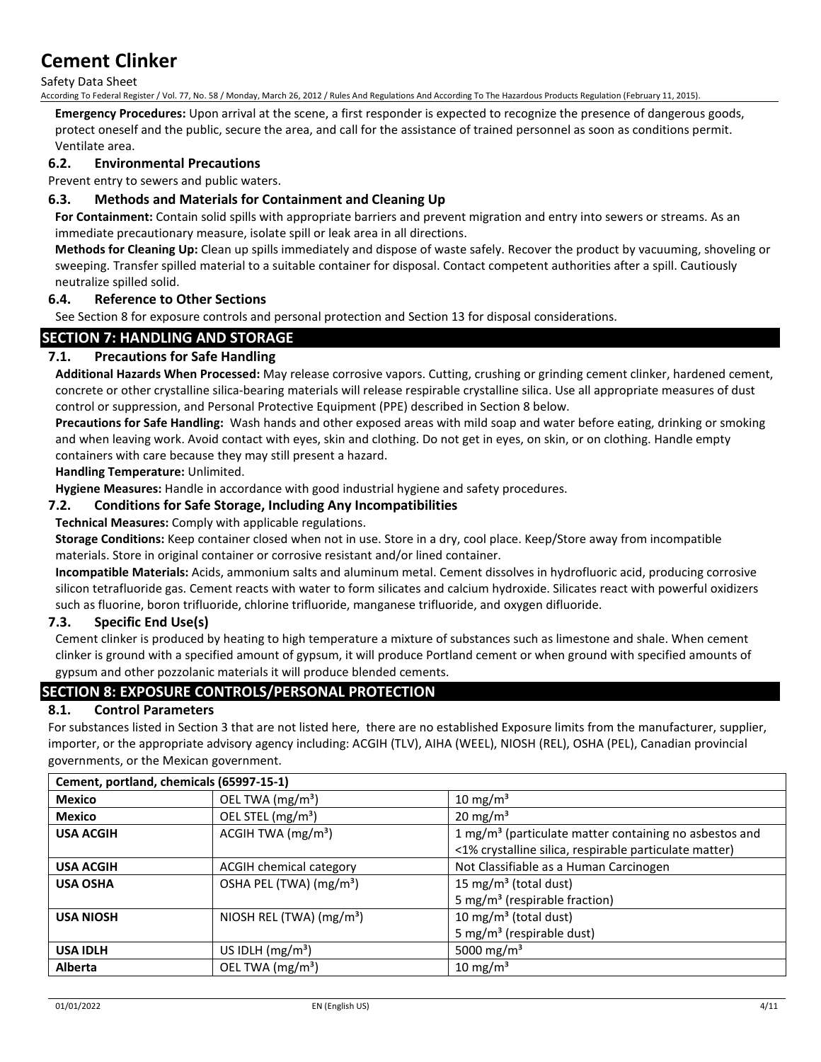**Emergency Procedures:** Upon arrival at the scene, a first responder is expected to recognize the presence of dangerous goods, protect oneself and the public, secure the area, and call for the assistance of trained personnel as soon as conditions permit. Ventilate area.

### 6.2. Environmental Precautions

Prevent entry to sewers and public waters.

### 6.3. Methods and Materials for Containment and Cleaning Up

**For Containment:** Contain solid spills with appropriate barriers and prevent migration and entry into sewers or streams. As an immediate precautionary measure, isolate spill or leak area in all directions.

**Methods for Cleaning Up:** Clean up spills immediately and dispose of waste safely. Recover the product by vacuuming, shoveling or sweeping. Transfer spilled material to a suitable container for disposal. Contact competent authorities after a spill. Cautiously neutralize spilled solid.

### 6.4. Reference to Other Sections

See Section 8 for exposure controls and personal protection and Section 13 for disposal considerations.

## SECTION 7: HANDLING AND STORAGE

### 7.1. Precautions for Safe Handling

**Additional Hazards When Processed:** May release corrosive vapors. Cutting, crushing or grinding cement clinker, hardened cement, concrete or other crystalline silica-bearing materials will release respirable crystalline silica. Use all appropriate measures of dust control or suppression, and Personal Protective Equipment (PPE) described in Section 8 below.

**Precautions for Safe Handling:** Wash hands and other exposed areas with mild soap and water before eating, drinking or smoking and when leaving work. Avoid contact with eyes, skin and clothing. Do not get in eyes, on skin, or on clothing. Handle empty containers with care because they may still present a hazard.

**Handling Temperature:** Unlimited.

**Hygiene Measures:** Handle in accordance with good industrial hygiene and safety procedures.

### 7.2. Conditions for Safe Storage, Including Any Incompatibilities

**Technical Measures:** Comply with applicable regulations.

**Storage Conditions:** Keep container closed when not in use. Store in a dry, cool place. Keep/Store away from incompatible materials. Store in original container or corrosive resistant and/or lined container.

**Incompatible Materials:** Acids, ammonium salts and aluminum metal. Cement dissolves in hydrofluoric acid, producing corrosive silicon tetrafluoride gas. Cement reacts with water to form silicates and calcium hydroxide. Silicates react with powerful oxidizers such as fluorine, boron trifluoride, chlorine trifluoride, manganese trifluoride, and oxygen difluoride.

### 7.3. Specific End Use(s)

Cement clinker is produced by heating to high temperature a mixture of substances such as limestone and shale. When cement clinker is ground with a specified amount of gypsum, it will produce Portland cement or when ground with specified amounts of gypsum and other pozzolanic materials it will produce blended cements.

## SECTION 8: EXPOSURE CONTROLS/PERSONAL PROTECTION

### 8.1. Control Parameters

For substances listed in Section 3 that are not listed here, there are no established Exposure limits from the manufacturer, supplier, importer, or the appropriate advisory agency including: ACGIH (TLV), AIHA (WEEL), NIOSH (REL), OSHA (PEL), Canadian provincial governments, or the Mexican government.

| Cement, portland, chemicals (65997-15-1) | | |
|---|---|---|
| **Mexico** | OEL TWA (mg/m³) | 10 mg/m³ |
| **Mexico** | OEL STEL (mg/m³) | 20 mg/m³ |
| **USA ACGIH** | ACGIH TWA (mg/m³) | 1 mg/m³ (particulate matter containing no asbestos and <1% crystalline silica, respirable particulate matter) |
| **USA ACGIH** | ACGIH chemical category | Not Classifiable as a Human Carcinogen |
| **USA OSHA** | OSHA PEL (TWA) (mg/m³) | 15 mg/m³ (total dust)<br>5 mg/m³ (respirable fraction) |
| **USA NIOSH** | NIOSH REL (TWA) (mg/m³) | 10 mg/m³ (total dust)<br>5 mg/m³ (respirable dust) |
| **USA IDLH** | US IDLH (mg/m³) | 5000 mg/m³ |
| **Alberta** | OEL TWA (mg/m³) | 10 mg/m³ |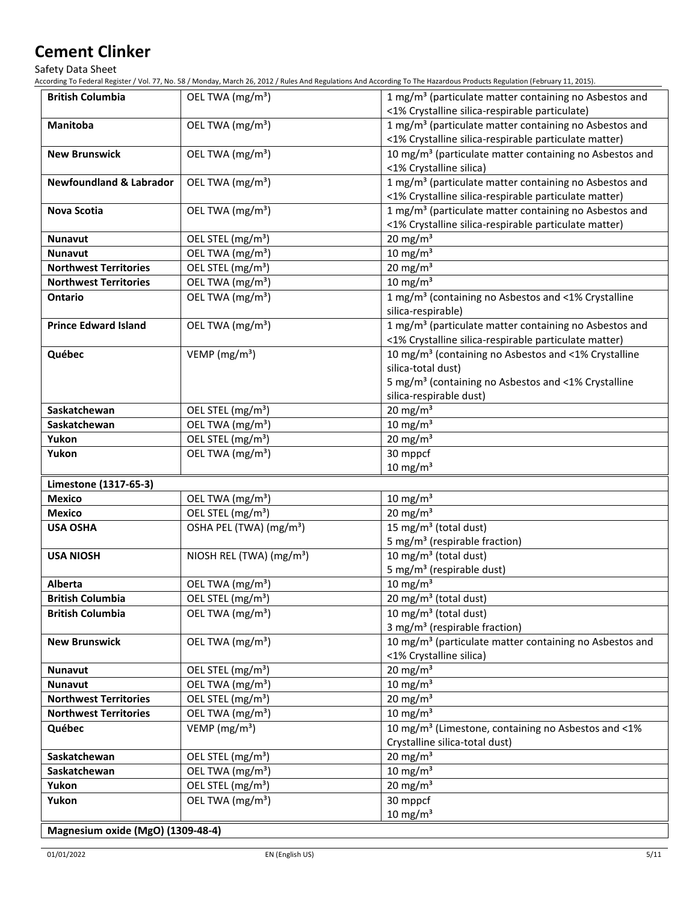| | | |
|---|---|---|
| **British Columbia** | OEL TWA (mg/m³) | 1 mg/m³ (particulate matter containing no Asbestos and <1% Crystalline silica-respirable particulate) |
| **Manitoba** | OEL TWA (mg/m³) | 1 mg/m³ (particulate matter containing no Asbestos and <1% Crystalline silica-respirable particulate matter) |
| **New Brunswick** | OEL TWA (mg/m³) | 10 mg/m³ (particulate matter containing no Asbestos and <1% Crystalline silica) |
| **Newfoundland & Labrador** | OEL TWA (mg/m³) | 1 mg/m³ (particulate matter containing no Asbestos and <1% Crystalline silica-respirable particulate matter) |
| **Nova Scotia** | OEL TWA (mg/m³) | 1 mg/m³ (particulate matter containing no Asbestos and <1% Crystalline silica-respirable particulate matter) |
| **Nunavut** | OEL STEL (mg/m³) | 20 mg/m³ |
| **Nunavut** | OEL TWA (mg/m³) | 10 mg/m³ |
| **Northwest Territories** | OEL STEL (mg/m³) | 20 mg/m³ |
| **Northwest Territories** | OEL TWA (mg/m³) | 10 mg/m³ |
| **Ontario** | OEL TWA (mg/m³) | 1 mg/m³ (containing no Asbestos and <1% Crystalline silica-respirable) |
| **Prince Edward Island** | OEL TWA (mg/m³) | 1 mg/m³ (particulate matter containing no Asbestos and <1% Crystalline silica-respirable particulate matter) |
| **Québec** | VEMP (mg/m³) | 10 mg/m³ (containing no Asbestos and <1% Crystalline silica-total dust)<br>5 mg/m³ (containing no Asbestos and <1% Crystalline silica-respirable dust) |
| **Saskatchewan** | OEL STEL (mg/m³) | 20 mg/m³ |
| **Saskatchewan** | OEL TWA (mg/m³) | 10 mg/m³ |
| **Yukon** | OEL STEL (mg/m³) | 20 mg/m³ |
| **Yukon** | OEL TWA (mg/m³) | 30 mppcf<br>10 mg/m³ |

| **Limestone (1317-65-3)** | | |
|---|---|---|
| **Mexico** | OEL TWA (mg/m³) | 10 mg/m³ |
| **Mexico** | OEL STEL (mg/m³) | 20 mg/m³ |
| **USA OSHA** | OSHA PEL (TWA) (mg/m³) | 15 mg/m³ (total dust)<br>5 mg/m³ (respirable fraction) |
| **USA NIOSH** | NIOSH REL (TWA) (mg/m³) | 10 mg/m³ (total dust)<br>5 mg/m³ (respirable dust) |
| **Alberta** | OEL TWA (mg/m³) | 10 mg/m³ |
| **British Columbia** | OEL STEL (mg/m³) | 20 mg/m³ (total dust) |
| **British Columbia** | OEL TWA (mg/m³) | 10 mg/m³ (total dust)<br>3 mg/m³ (respirable fraction) |
| **New Brunswick** | OEL TWA (mg/m³) | 10 mg/m³ (particulate matter containing no Asbestos and <1% Crystalline silica) |
| **Nunavut** | OEL STEL (mg/m³) | 20 mg/m³ |
| **Nunavut** | OEL TWA (mg/m³) | 10 mg/m³ |
| **Northwest Territories** | OEL STEL (mg/m³) | 20 mg/m³ |
| **Northwest Territories** | OEL TWA (mg/m³) | 10 mg/m³ |
| **Québec** | VEMP (mg/m³) | 10 mg/m³ (Limestone, containing no Asbestos and <1% Crystalline silica-total dust) |
| **Saskatchewan** | OEL STEL (mg/m³) | 20 mg/m³ |
| **Saskatchewan** | OEL TWA (mg/m³) | 10 mg/m³ |
| **Yukon** | OEL STEL (mg/m³) | 20 mg/m³ |
| **Yukon** | OEL TWA (mg/m³) | 30 mppcf<br>10 mg/m³ |

| **Magnesium oxide (MgO) (1309-48-4)** | | |
|---|---|---|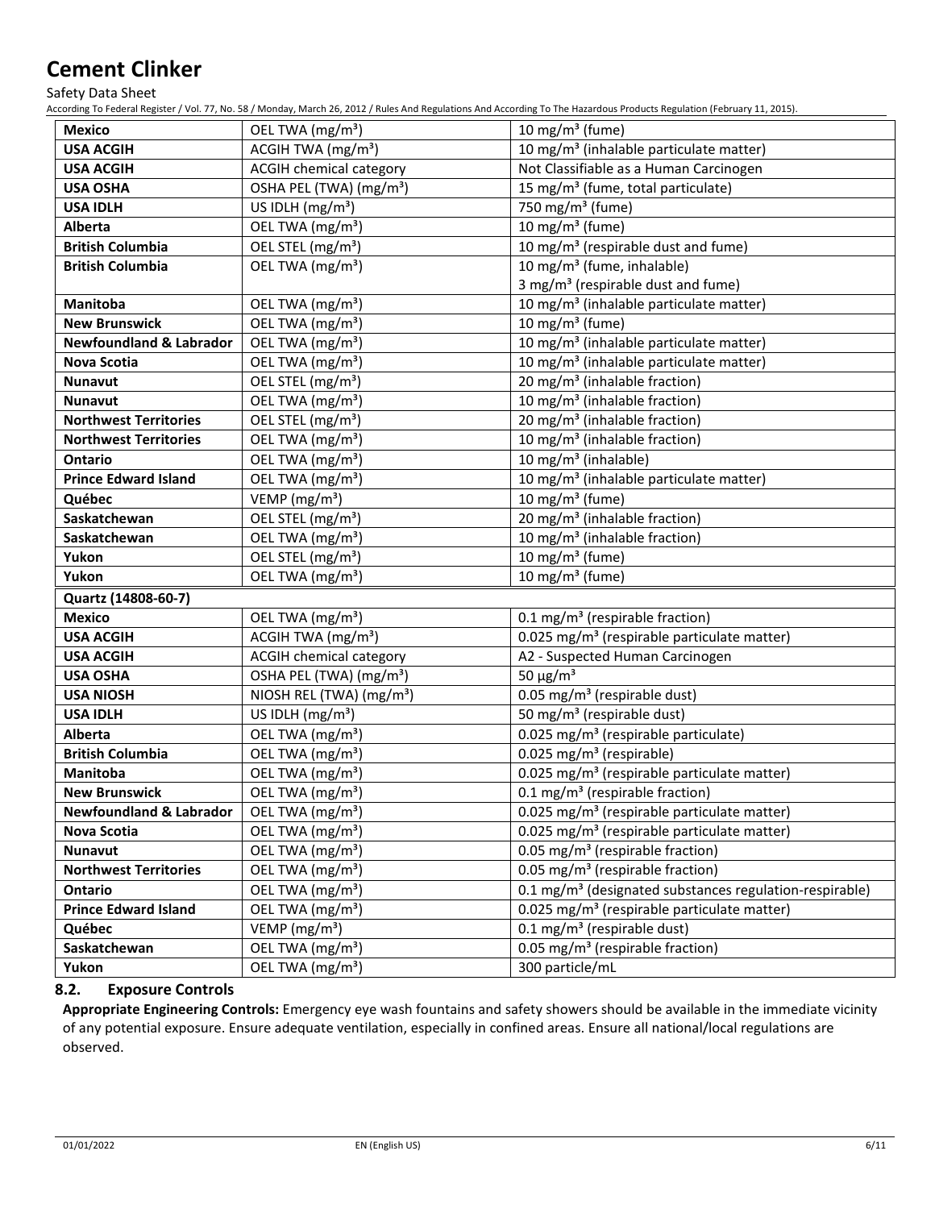| | | |
|---|---|---|
| **Mexico** | OEL TWA (mg/m³) | 10 mg/m³ (fume) |
| **USA ACGIH** | ACGIH TWA (mg/m³) | 10 mg/m³ (inhalable particulate matter) |
| **USA ACGIH** | ACGIH chemical category | Not Classifiable as a Human Carcinogen |
| **USA OSHA** | OSHA PEL (TWA) (mg/m³) | 15 mg/m³ (fume, total particulate) |
| **USA IDLH** | US IDLH (mg/m³) | 750 mg/m³ (fume) |
| **Alberta** | OEL TWA (mg/m³) | 10 mg/m³ (fume) |
| **British Columbia** | OEL STEL (mg/m³) | 10 mg/m³ (respirable dust and fume) |
| **British Columbia** | OEL TWA (mg/m³) | 10 mg/m³ (fume, inhalable)<br>3 mg/m³ (respirable dust and fume) |
| **Manitoba** | OEL TWA (mg/m³) | 10 mg/m³ (inhalable particulate matter) |
| **New Brunswick** | OEL TWA (mg/m³) | 10 mg/m³ (fume) |
| **Newfoundland & Labrador** | OEL TWA (mg/m³) | 10 mg/m³ (inhalable particulate matter) |
| **Nova Scotia** | OEL TWA (mg/m³) | 10 mg/m³ (inhalable particulate matter) |
| **Nunavut** | OEL STEL (mg/m³) | 20 mg/m³ (inhalable fraction) |
| **Nunavut** | OEL TWA (mg/m³) | 10 mg/m³ (inhalable fraction) |
| **Northwest Territories** | OEL STEL (mg/m³) | 20 mg/m³ (inhalable fraction) |
| **Northwest Territories** | OEL TWA (mg/m³) | 10 mg/m³ (inhalable fraction) |
| **Ontario** | OEL TWA (mg/m³) | 10 mg/m³ (inhalable) |
| **Prince Edward Island** | OEL TWA (mg/m³) | 10 mg/m³ (inhalable particulate matter) |
| **Québec** | VEMP (mg/m³) | 10 mg/m³ (fume) |
| **Saskatchewan** | OEL STEL (mg/m³) | 20 mg/m³ (inhalable fraction) |
| **Saskatchewan** | OEL TWA (mg/m³) | 10 mg/m³ (inhalable fraction) |
| **Yukon** | OEL STEL (mg/m³) | 10 mg/m³ (fume) |
| **Yukon** | OEL TWA (mg/m³) | 10 mg/m³ (fume) |
| **Quartz (14808-60-7)** | | |
| **Mexico** | OEL TWA (mg/m³) | 0.1 mg/m³ (respirable fraction) |
| **USA ACGIH** | ACGIH TWA (mg/m³) | 0.025 mg/m³ (respirable particulate matter) |
| **USA ACGIH** | ACGIH chemical category | A2 - Suspected Human Carcinogen |
| **USA OSHA** | OSHA PEL (TWA) (mg/m³) | 50 µg/m³ |
| **USA NIOSH** | NIOSH REL (TWA) (mg/m³) | 0.05 mg/m³ (respirable dust) |
| **USA IDLH** | US IDLH (mg/m³) | 50 mg/m³ (respirable dust) |
| **Alberta** | OEL TWA (mg/m³) | 0.025 mg/m³ (respirable particulate) |
| **British Columbia** | OEL TWA (mg/m³) | 0.025 mg/m³ (respirable) |
| **Manitoba** | OEL TWA (mg/m³) | 0.025 mg/m³ (respirable particulate matter) |
| **New Brunswick** | OEL TWA (mg/m³) | 0.1 mg/m³ (respirable fraction) |
| **Newfoundland & Labrador** | OEL TWA (mg/m³) | 0.025 mg/m³ (respirable particulate matter) |
| **Nova Scotia** | OEL TWA (mg/m³) | 0.025 mg/m³ (respirable particulate matter) |
| **Nunavut** | OEL TWA (mg/m³) | 0.05 mg/m³ (respirable fraction) |
| **Northwest Territories** | OEL TWA (mg/m³) | 0.05 mg/m³ (respirable fraction) |
| **Ontario** | OEL TWA (mg/m³) | 0.1 mg/m³ (designated substances regulation-respirable) |
| **Prince Edward Island** | OEL TWA (mg/m³) | 0.025 mg/m³ (respirable particulate matter) |
| **Québec** | VEMP (mg/m³) | 0.1 mg/m³ (respirable dust) |
| **Saskatchewan** | OEL TWA (mg/m³) | 0.05 mg/m³ (respirable fraction) |
| **Yukon** | OEL TWA (mg/m³) | 300 particle/mL |

### 8.2. Exposure Controls

**Appropriate Engineering Controls:** Emergency eye wash fountains and safety showers should be available in the immediate vicinity of any potential exposure. Ensure adequate ventilation, especially in confined areas. Ensure all national/local regulations are observed.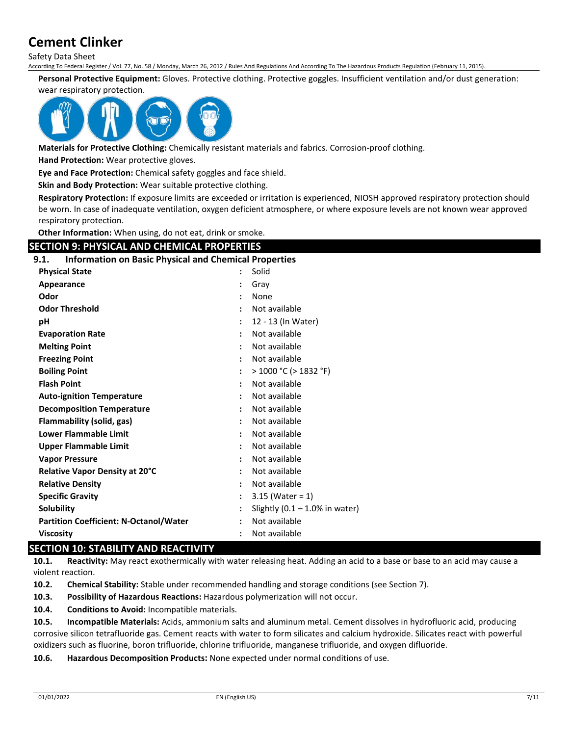**Personal Protective Equipment:** Gloves. Protective clothing. Protective goggles. Insufficient ventilation and/or dust generation: wear respiratory protection.

**Materials for Protective Clothing:** Chemically resistant materials and fabrics. Corrosion-proof clothing.

**Hand Protection:** Wear protective gloves.

**Eye and Face Protection:** Chemical safety goggles and face shield.

**Skin and Body Protection:** Wear suitable protective clothing.

**Respiratory Protection:** If exposure limits are exceeded or irritation is experienced, NIOSH approved respiratory protection should be worn. In case of inadequate ventilation, oxygen deficient atmosphere, or where exposure levels are not known wear approved respiratory protection.

**Other Information:** When using, do not eat, drink or smoke.

## SECTION 9: PHYSICAL AND CHEMICAL PROPERTIES

### 9.1. Information on Basic Physical and Chemical Properties

| Property | Value |
|---|---|
| **Physical State** | Solid |
| **Appearance** | Gray |
| **Odor** | None |
| **Odor Threshold** | Not available |
| **pH** | 12 - 13 (In Water) |
| **Evaporation Rate** | Not available |
| **Melting Point** | Not available |
| **Freezing Point** | Not available |
| **Boiling Point** | > 1000 °C (> 1832 °F) |
| **Flash Point** | Not available |
| **Auto-ignition Temperature** | Not available |
| **Decomposition Temperature** | Not available |
| **Flammability (solid, gas)** | Not available |
| **Lower Flammable Limit** | Not available |
| **Upper Flammable Limit** | Not available |
| **Vapor Pressure** | Not available |
| **Relative Vapor Density at 20°C** | Not available |
| **Relative Density** | Not available |
| **Specific Gravity** | 3.15 (Water = 1) |
| **Solubility** | Slightly (0.1 – 1.0% in water) |
| **Partition Coefficient: N-Octanol/Water** | Not available |
| **Viscosity** | Not available |

## SECTION 10: STABILITY AND REACTIVITY

**10.1. Reactivity:** May react exothermically with water releasing heat. Adding an acid to a base or base to an acid may cause a violent reaction.

**10.2. Chemical Stability:** Stable under recommended handling and storage conditions (see Section 7).

**10.3. Possibility of Hazardous Reactions:** Hazardous polymerization will not occur.

**10.4. Conditions to Avoid:** Incompatible materials.

**10.5. Incompatible Materials:** Acids, ammonium salts and aluminum metal. Cement dissolves in hydrofluoric acid, producing corrosive silicon tetrafluoride gas. Cement reacts with water to form silicates and calcium hydroxide. Silicates react with powerful oxidizers such as fluorine, boron trifluoride, chlorine trifluoride, manganese trifluoride, and oxygen difluoride.

**10.6. Hazardous Decomposition Products:** None expected under normal conditions of use.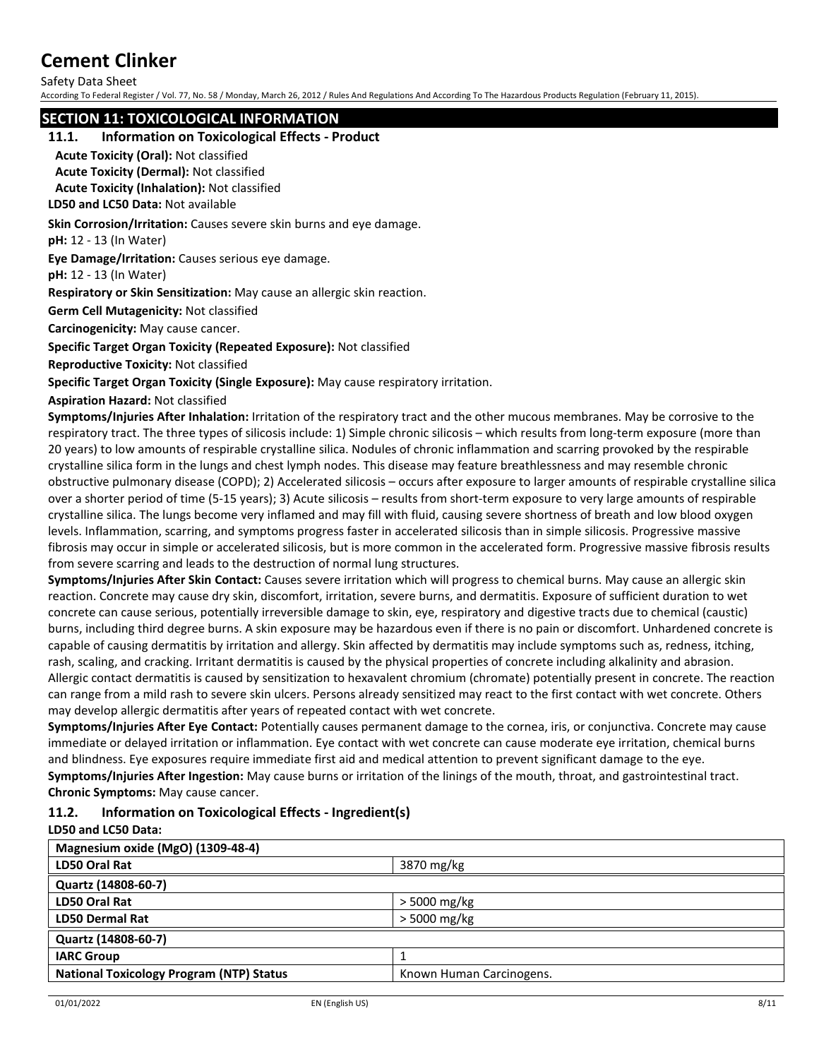## SECTION 11: TOXICOLOGICAL INFORMATION

### 11.1. Information on Toxicological Effects - Product

**Acute Toxicity (Oral):** Not classified

**Acute Toxicity (Dermal):** Not classified

**Acute Toxicity (Inhalation):** Not classified

**LD50 and LC50 Data:** Not available

**Skin Corrosion/Irritation:** Causes severe skin burns and eye damage.

**pH:** 12 - 13 (In Water)

**Eye Damage/Irritation:** Causes serious eye damage.

**pH:** 12 - 13 (In Water)

**Respiratory or Skin Sensitization:** May cause an allergic skin reaction.

**Germ Cell Mutagenicity:** Not classified

**Carcinogenicity:** May cause cancer.

**Specific Target Organ Toxicity (Repeated Exposure):** Not classified

**Reproductive Toxicity:** Not classified

**Specific Target Organ Toxicity (Single Exposure):** May cause respiratory irritation.

**Aspiration Hazard:** Not classified

**Symptoms/Injuries After Inhalation:** Irritation of the respiratory tract and the other mucous membranes. May be corrosive to the respiratory tract. The three types of silicosis include: 1) Simple chronic silicosis – which results from long-term exposure (more than 20 years) to low amounts of respirable crystalline silica. Nodules of chronic inflammation and scarring provoked by the respirable crystalline silica form in the lungs and chest lymph nodes. This disease may feature breathlessness and may resemble chronic obstructive pulmonary disease (COPD); 2) Accelerated silicosis – occurs after exposure to larger amounts of respirable crystalline silica over a shorter period of time (5-15 years); 3) Acute silicosis – results from short-term exposure to very large amounts of respirable crystalline silica. The lungs become very inflamed and may fill with fluid, causing severe shortness of breath and low blood oxygen levels. Inflammation, scarring, and symptoms progress faster in accelerated silicosis than in simple silicosis. Progressive massive fibrosis may occur in simple or accelerated silicosis, but is more common in the accelerated form. Progressive massive fibrosis results from severe scarring and leads to the destruction of normal lung structures.

**Symptoms/Injuries After Skin Contact:** Causes severe irritation which will progress to chemical burns. May cause an allergic skin reaction. Concrete may cause dry skin, discomfort, irritation, severe burns, and dermatitis. Exposure of sufficient duration to wet concrete can cause serious, potentially irreversible damage to skin, eye, respiratory and digestive tracts due to chemical (caustic) burns, including third degree burns. A skin exposure may be hazardous even if there is no pain or discomfort. Unhardened concrete is capable of causing dermatitis by irritation and allergy. Skin affected by dermatitis may include symptoms such as, redness, itching, rash, scaling, and cracking. Irritant dermatitis is caused by the physical properties of concrete including alkalinity and abrasion. Allergic contact dermatitis is caused by sensitization to hexavalent chromium (chromate) potentially present in concrete. The reaction can range from a mild rash to severe skin ulcers. Persons already sensitized may react to the first contact with wet concrete. Others may develop allergic dermatitis after years of repeated contact with wet concrete.

**Symptoms/Injuries After Eye Contact:** Potentially causes permanent damage to the cornea, iris, or conjunctiva. Concrete may cause immediate or delayed irritation or inflammation. Eye contact with wet concrete can cause moderate eye irritation, chemical burns and blindness. Eye exposures require immediate first aid and medical attention to prevent significant damage to the eye.

**Symptoms/Injuries After Ingestion:** May cause burns or irritation of the linings of the mouth, throat, and gastrointestinal tract.

**Chronic Symptoms:** May cause cancer.

### 11.2. Information on Toxicological Effects - Ingredient(s)

**LD50 and LC50 Data:**

| Magnesium oxide (MgO) (1309-48-4) | |
|---|---|
| **LD50 Oral Rat** | 3870 mg/kg |
| **Quartz (14808-60-7)** | |
| **LD50 Oral Rat** | > 5000 mg/kg |
| **LD50 Dermal Rat** | > 5000 mg/kg |

| Quartz (14808-60-7) | |
|---|---|
| **IARC Group** | 1 |
| **National Toxicology Program (NTP) Status** | Known Human Carcinogens. |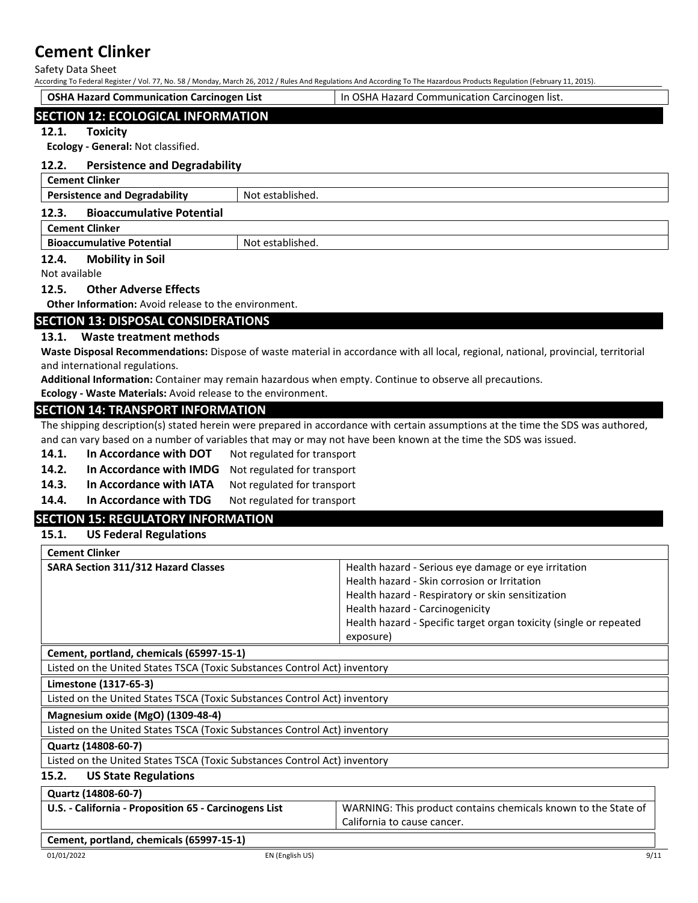| OSHA Hazard Communication Carcinogen List | In OSHA Hazard Communication Carcinogen list. |
|---|---|

## SECTION 12: ECOLOGICAL INFORMATION

### 12.1. Toxicity

**Ecology - General:** Not classified.

### 12.2. Persistence and Degradability

| Cement Clinker | |
|---|---|
| Persistence and Degradability | Not established. |

### 12.3. Bioaccumulative Potential

| Cement Clinker | |
|---|---|
| Bioaccumulative Potential | Not established. |

### 12.4. Mobility in Soil

Not available

### 12.5. Other Adverse Effects

**Other Information:** Avoid release to the environment.

## SECTION 13: DISPOSAL CONSIDERATIONS

### 13.1. Waste treatment methods

**Waste Disposal Recommendations:** Dispose of waste material in accordance with all local, regional, national, provincial, territorial and international regulations.

**Additional Information:** Container may remain hazardous when empty. Continue to observe all precautions.

**Ecology - Waste Materials:** Avoid release to the environment.

## SECTION 14: TRANSPORT INFORMATION

The shipping description(s) stated herein were prepared in accordance with certain assumptions at the time the SDS was authored, and can vary based on a number of variables that may or may not have been known at the time the SDS was issued.

**14.1. In Accordance with DOT** Not regulated for transport

**14.2. In Accordance with IMDG** Not regulated for transport

**14.3. In Accordance with IATA** Not regulated for transport

**14.4. In Accordance with TDG** Not regulated for transport

## SECTION 15: REGULATORY INFORMATION

### 15.1. US Federal Regulations

| Cement Clinker | |
|---|---|
| SARA Section 311/312 Hazard Classes | Health hazard - Serious eye damage or eye irritation<br>Health hazard - Skin corrosion or Irritation<br>Health hazard - Respiratory or skin sensitization<br>Health hazard - Carcinogenicity<br>Health hazard - Specific target organ toxicity (single or repeated exposure) |

| Cement, portland, chemicals (65997-15-1) |
|---|
| Listed on the United States TSCA (Toxic Substances Control Act) inventory |

| Limestone (1317-65-3) |
|---|
| Listed on the United States TSCA (Toxic Substances Control Act) inventory |

| Magnesium oxide (MgO) (1309-48-4) |
|---|
| Listed on the United States TSCA (Toxic Substances Control Act) inventory |

| Quartz (14808-60-7) |
|---|
| Listed on the United States TSCA (Toxic Substances Control Act) inventory |

### 15.2. US State Regulations

| Quartz (14808-60-7) | |
|---|---|
| U.S. - California - Proposition 65 - Carcinogens List | WARNING: This product contains chemicals known to the State of California to cause cancer. |

| Cement, portland, chemicals (65997-15-1) |
|---|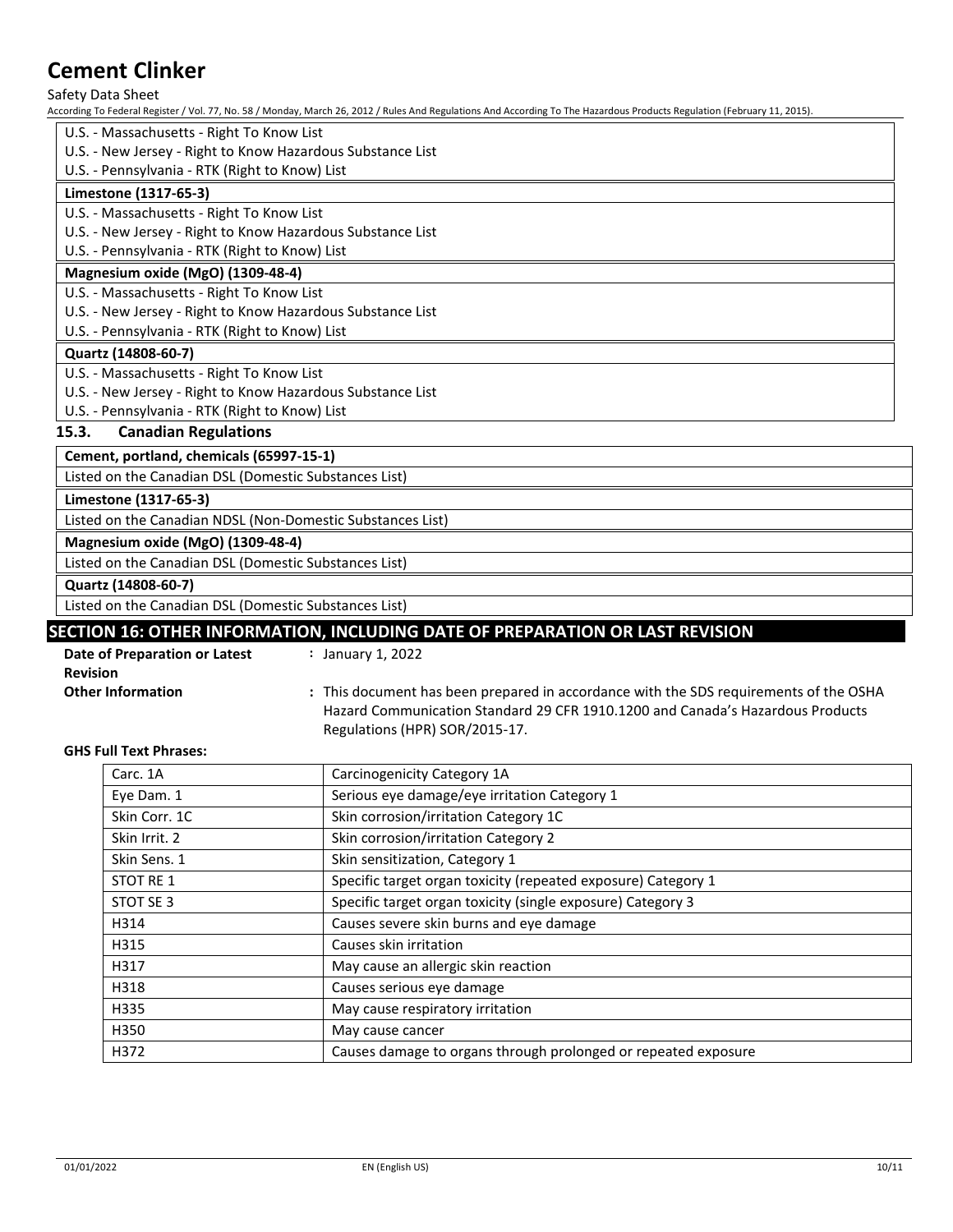| U.S. - Massachusetts - Right To Know List |
|---|
| U.S. - New Jersey - Right to Know Hazardous Substance List |
| U.S. - Pennsylvania - RTK (Right to Know) List |

| **Limestone (1317-65-3)** |
|---|
| U.S. - Massachusetts - Right To Know List |
| U.S. - New Jersey - Right to Know Hazardous Substance List |
| U.S. - Pennsylvania - RTK (Right to Know) List |

| **Magnesium oxide (MgO) (1309-48-4)** |
|---|
| U.S. - Massachusetts - Right To Know List |
| U.S. - New Jersey - Right to Know Hazardous Substance List |
| U.S. - Pennsylvania - RTK (Right to Know) List |

| **Quartz (14808-60-7)** |
|---|
| U.S. - Massachusetts - Right To Know List |
| U.S. - New Jersey - Right to Know Hazardous Substance List |
| U.S. - Pennsylvania - RTK (Right to Know) List |

### 15.3. Canadian Regulations

| **Cement, portland, chemicals (65997-15-1)** |
|---|
| Listed on the Canadian DSL (Domestic Substances List) |

| **Limestone (1317-65-3)** |
|---|
| Listed on the Canadian NDSL (Non-Domestic Substances List) |

| **Magnesium oxide (MgO) (1309-48-4)** |
|---|
| Listed on the Canadian DSL (Domestic Substances List) |

| **Quartz (14808-60-7)** |
|---|
| Listed on the Canadian DSL (Domestic Substances List) |

## SECTION 16: OTHER INFORMATION, INCLUDING DATE OF PREPARATION OR LAST REVISION

**Date of Preparation or Latest Revision** : January 1, 2022

**Other Information** : This document has been prepared in accordance with the SDS requirements of the OSHA Hazard Communication Standard 29 CFR 1910.1200 and Canada's Hazardous Products Regulations (HPR) SOR/2015-17.

**GHS Full Text Phrases:**

| Carc. 1A | Carcinogenicity Category 1A |
|---|---|
| Eye Dam. 1 | Serious eye damage/eye irritation Category 1 |
| Skin Corr. 1C | Skin corrosion/irritation Category 1C |
| Skin Irrit. 2 | Skin corrosion/irritation Category 2 |
| Skin Sens. 1 | Skin sensitization, Category 1 |
| STOT RE 1 | Specific target organ toxicity (repeated exposure) Category 1 |
| STOT SE 3 | Specific target organ toxicity (single exposure) Category 3 |
| H314 | Causes severe skin burns and eye damage |
| H315 | Causes skin irritation |
| H317 | May cause an allergic skin reaction |
| H318 | Causes serious eye damage |
| H335 | May cause respiratory irritation |
| H350 | May cause cancer |
| H372 | Causes damage to organs through prolonged or repeated exposure |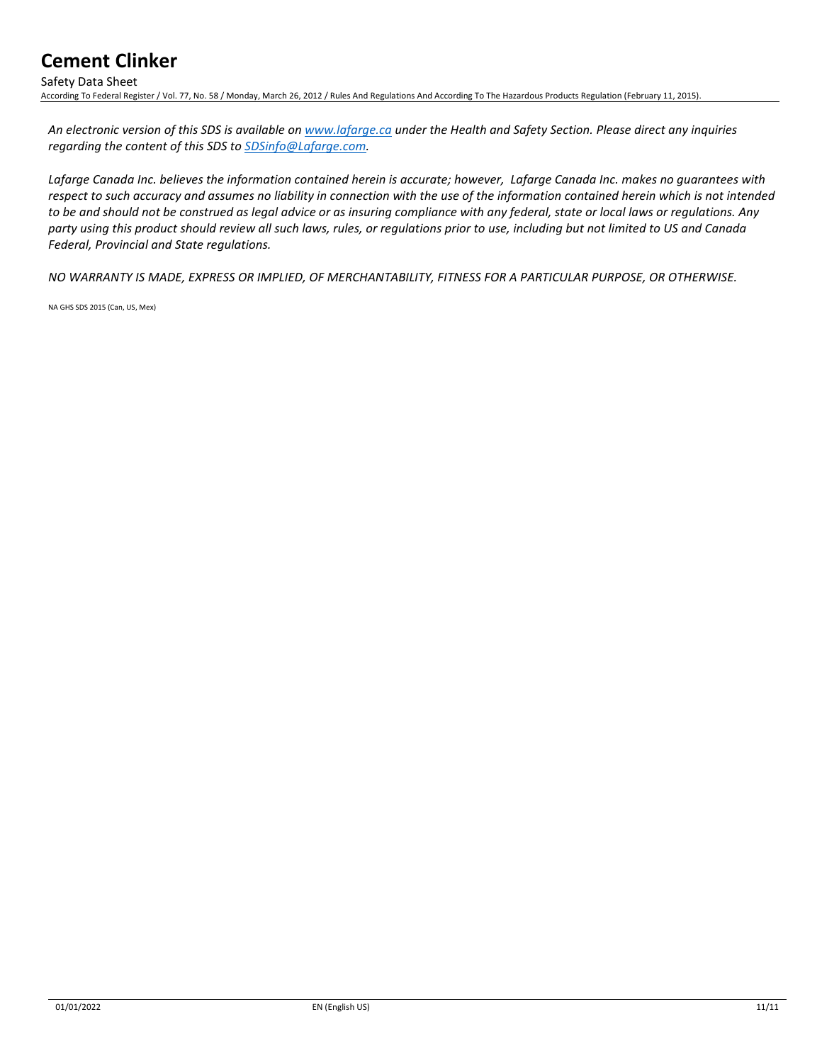*An electronic version of this SDS is available on [www.lafarge.ca](http://www.lafarge.ca) under the Health and Safety Section. Please direct any inquiries regarding the content of this SDS to [SDSinfo@Lafarge.com](mailto:SDSinfo@Lafarge.com).*

*Lafarge Canada Inc. believes the information contained herein is accurate; however, Lafarge Canada Inc. makes no guarantees with respect to such accuracy and assumes no liability in connection with the use of the information contained herein which is not intended to be and should not be construed as legal advice or as insuring compliance with any federal, state or local laws or regulations. Any party using this product should review all such laws, rules, or regulations prior to use, including but not limited to US and Canada Federal, Provincial and State regulations.*

*NO WARRANTY IS MADE, EXPRESS OR IMPLIED, OF MERCHANTABILITY, FITNESS FOR A PARTICULAR PURPOSE, OR OTHERWISE.*

NA GHS SDS 2015 (Can, US, Mex)